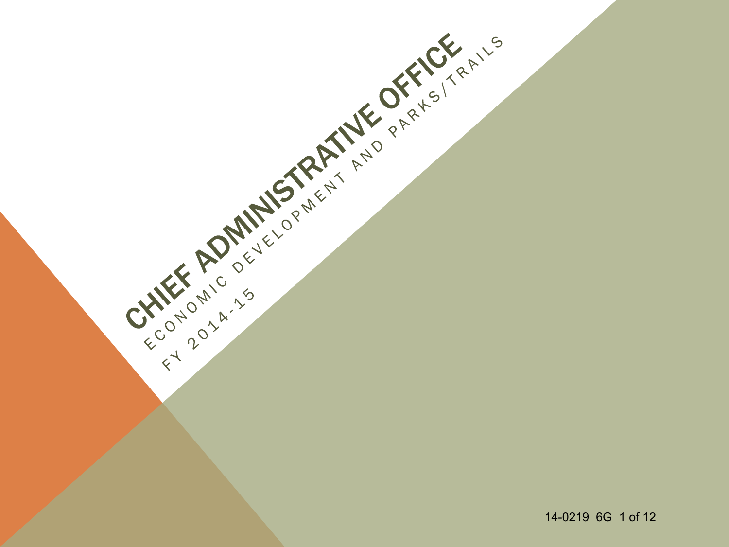# CHIEF ADMINISTRATIVE OFFICE

ECONOMIC DEVELOPMENT AND PARKS/TRAILS

FY 2014-15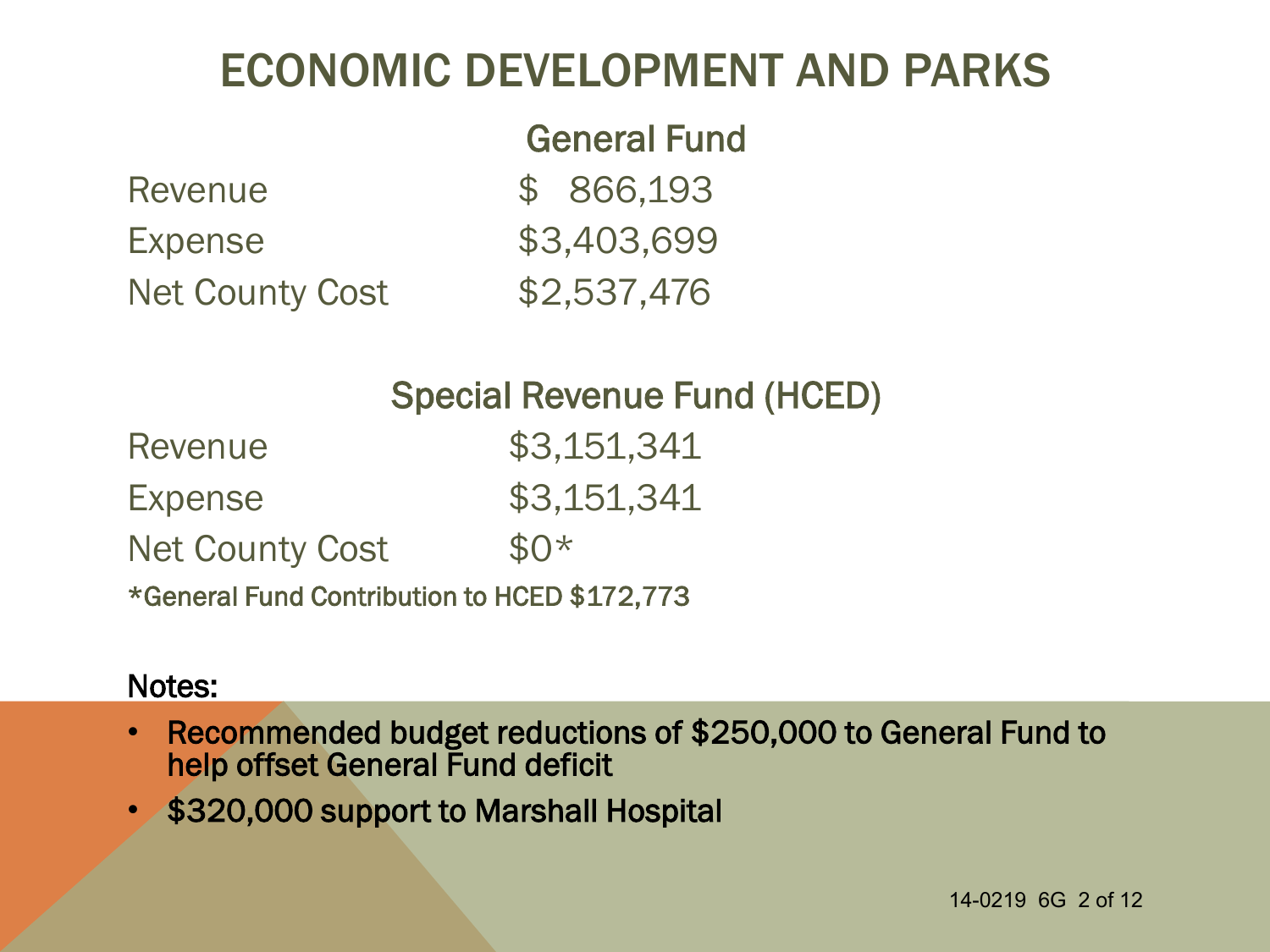# ECONOMIC DEVELOPMENT AND PARKS

## General Fund

| | |
|---|---|
| Revenue | $ 866,193 |
| Expense | $3,403,699 |
| Net County Cost | $2,537,476 |

## Special Revenue Fund (HCED)

| | |
|---|---|
| Revenue | $3,151,341 |
| Expense | $3,151,341 |
| Net County Cost | $0* |

**\*General Fund Contribution to HCED $172,773**

**Notes:**

- **Recommended budget reductions of $250,000 to General Fund to help offset General Fund deficit**
- **$320,000 support to Marshall Hospital**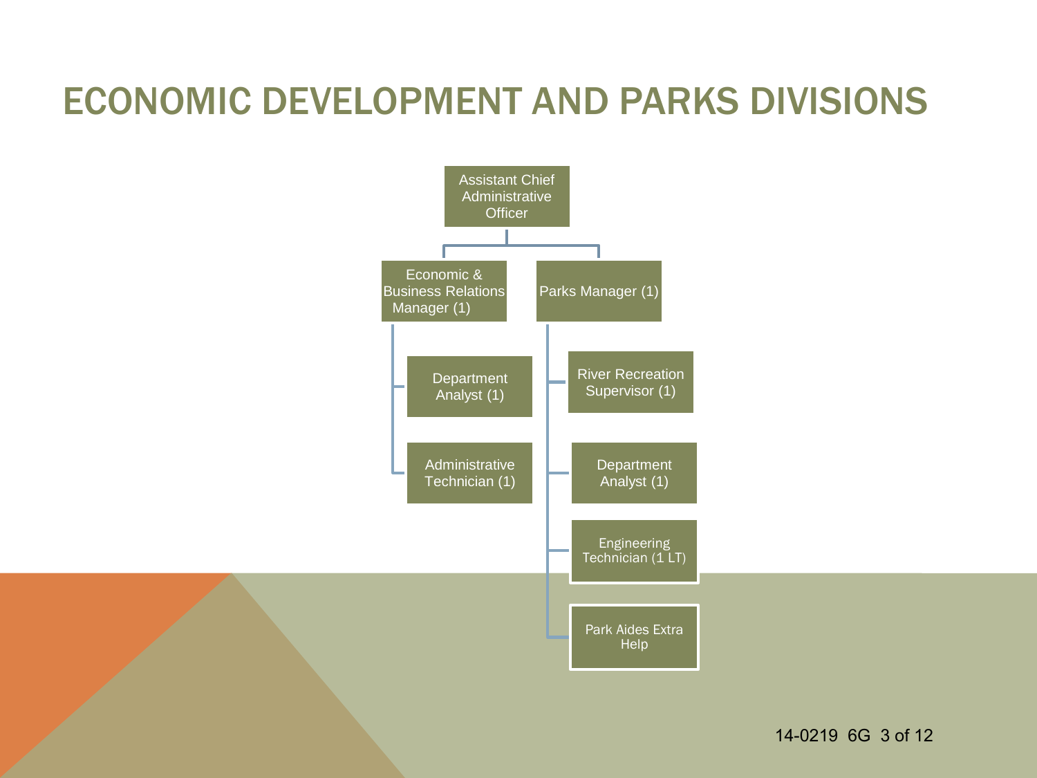# ECONOMIC DEVELOPMENT AND PARKS DIVISIONS

- Assistant Chief Administrative Officer
  - Economic & Business Relations Manager (1)
    - Department Analyst (1)
    - Administrative Technician (1)
  - Parks Manager (1)
    - River Recreation Supervisor (1)
    - Department Analyst (1)
    - Engineering Technician (1 LT)
    - Park Aides Extra Help

14-0219 6G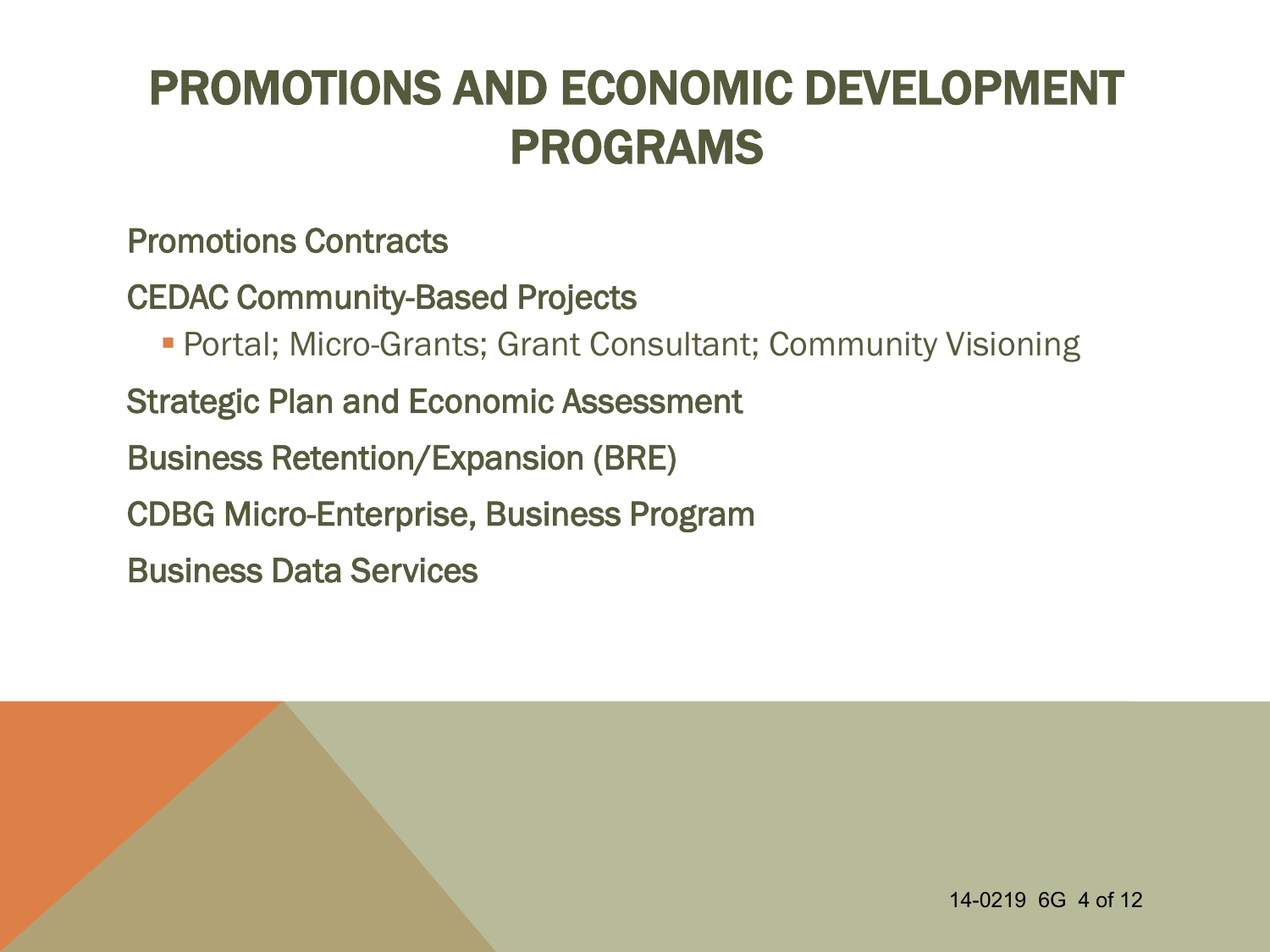# PROMOTIONS AND ECONOMIC DEVELOPMENT PROGRAMS

Promotions Contracts

CEDAC Community-Based Projects

- Portal; Micro-Grants; Grant Consultant; Community Visioning

Strategic Plan and Economic Assessment

Business Retention/Expansion (BRE)

CDBG Micro-Enterprise, Business Program

Business Data Services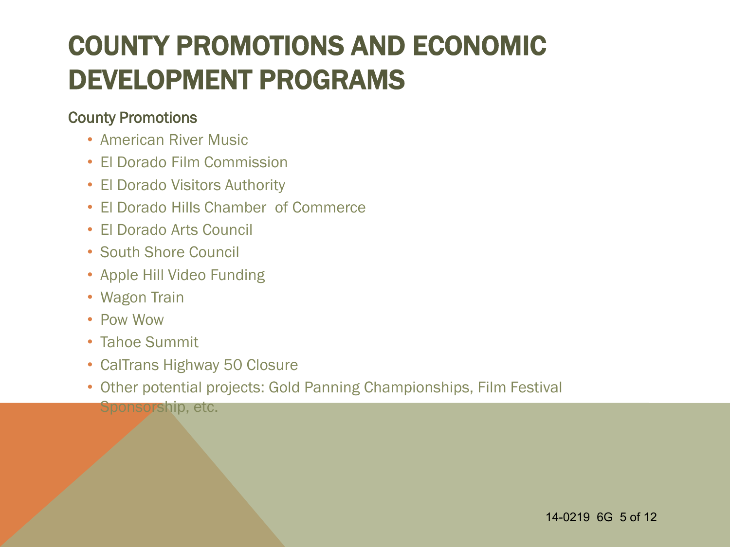# COUNTY PROMOTIONS AND ECONOMIC DEVELOPMENT PROGRAMS

## County Promotions

- American River Music
- El Dorado Film Commission
- El Dorado Visitors Authority
- El Dorado Hills Chamber of Commerce
- El Dorado Arts Council
- South Shore Council
- Apple Hill Video Funding
- Wagon Train
- Pow Wow
- Tahoe Summit
- CalTrans Highway 50 Closure
- Other potential projects: Gold Panning Championships, Film Festival Sponsorship, etc.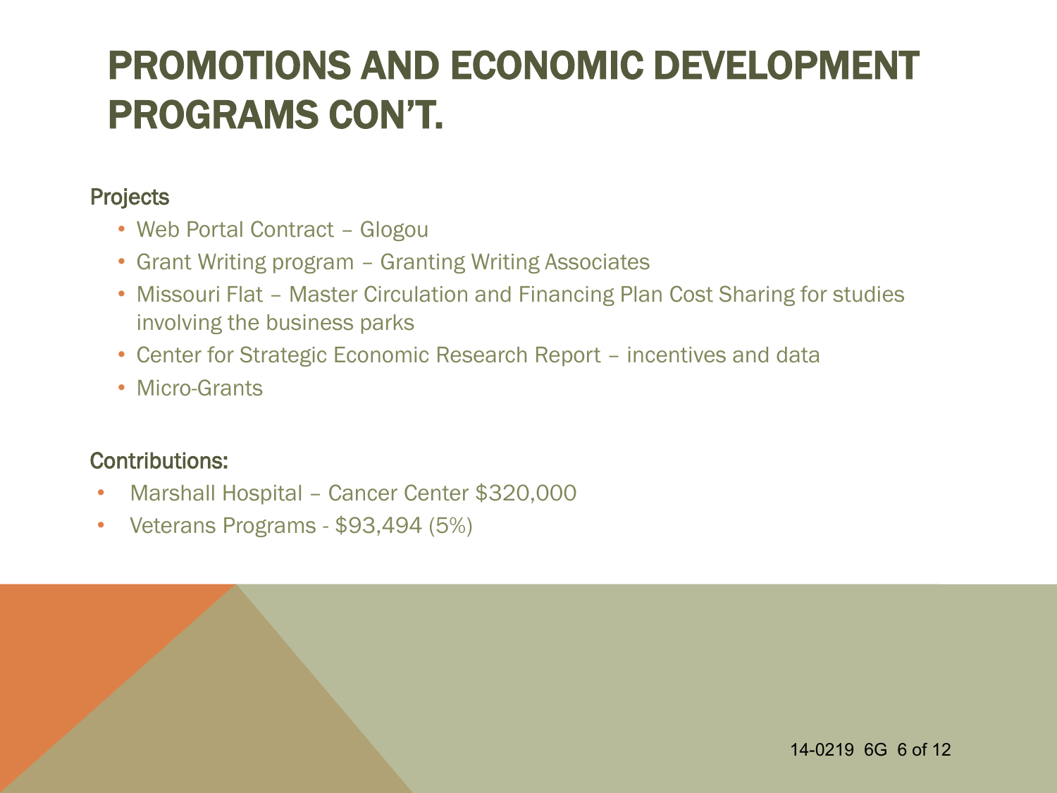# PROMOTIONS AND ECONOMIC DEVELOPMENT PROGRAMS CON'T.

Projects

- Web Portal Contract – Glogou
- Grant Writing program – Granting Writing Associates
- Missouri Flat – Master Circulation and Financing Plan Cost Sharing for studies involving the business parks
- Center for Strategic Economic Research Report – incentives and data
- Micro-Grants

Contributions:

- Marshall Hospital – Cancer Center $320,000
- Veterans Programs - $93,494 (5%)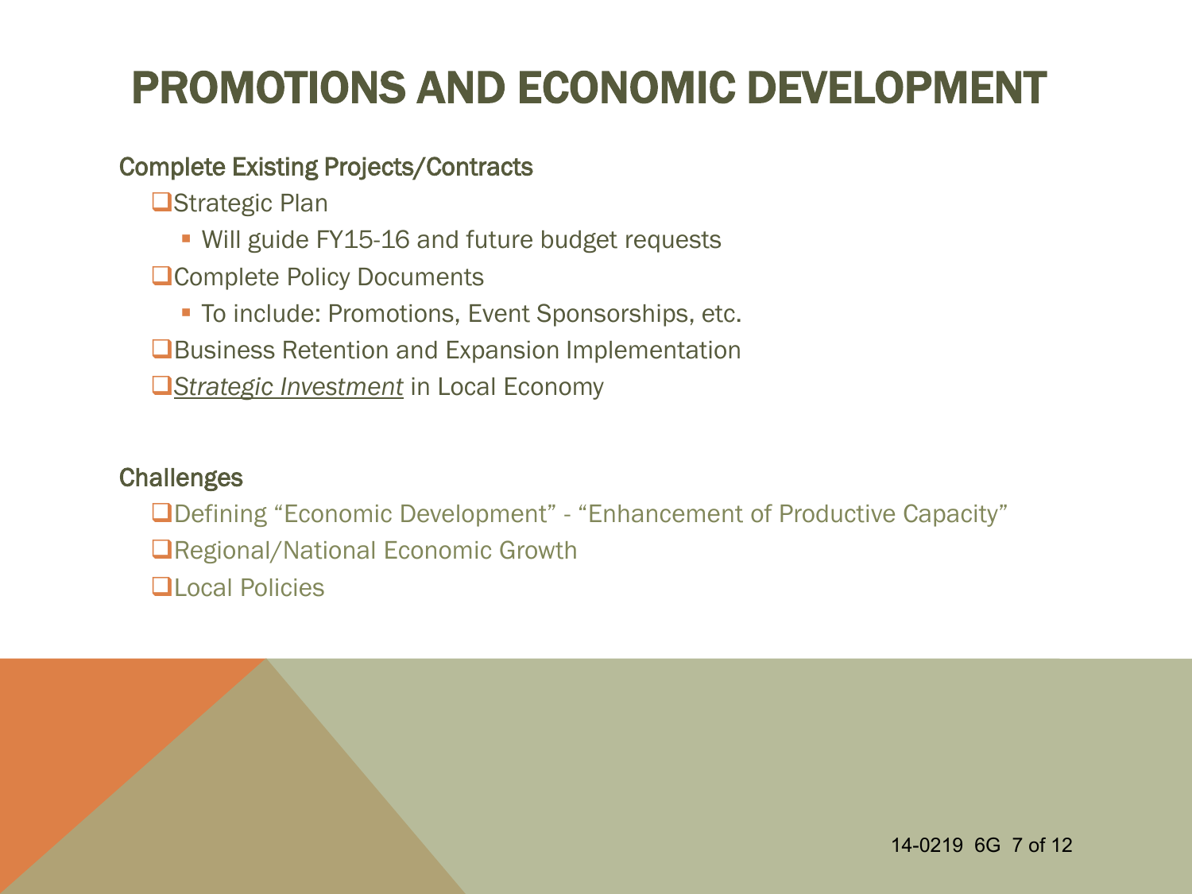# PROMOTIONS AND ECONOMIC DEVELOPMENT

## Complete Existing Projects/Contracts

- Strategic Plan
  - Will guide FY15-16 and future budget requests
- Complete Policy Documents
  - To include: Promotions, Event Sponsorships, etc.
- Business Retention and Expansion Implementation
- *Strategic Investment* in Local Economy

## Challenges

- Defining "Economic Development" - "Enhancement of Productive Capacity"
- Regional/National Economic Growth
- Local Policies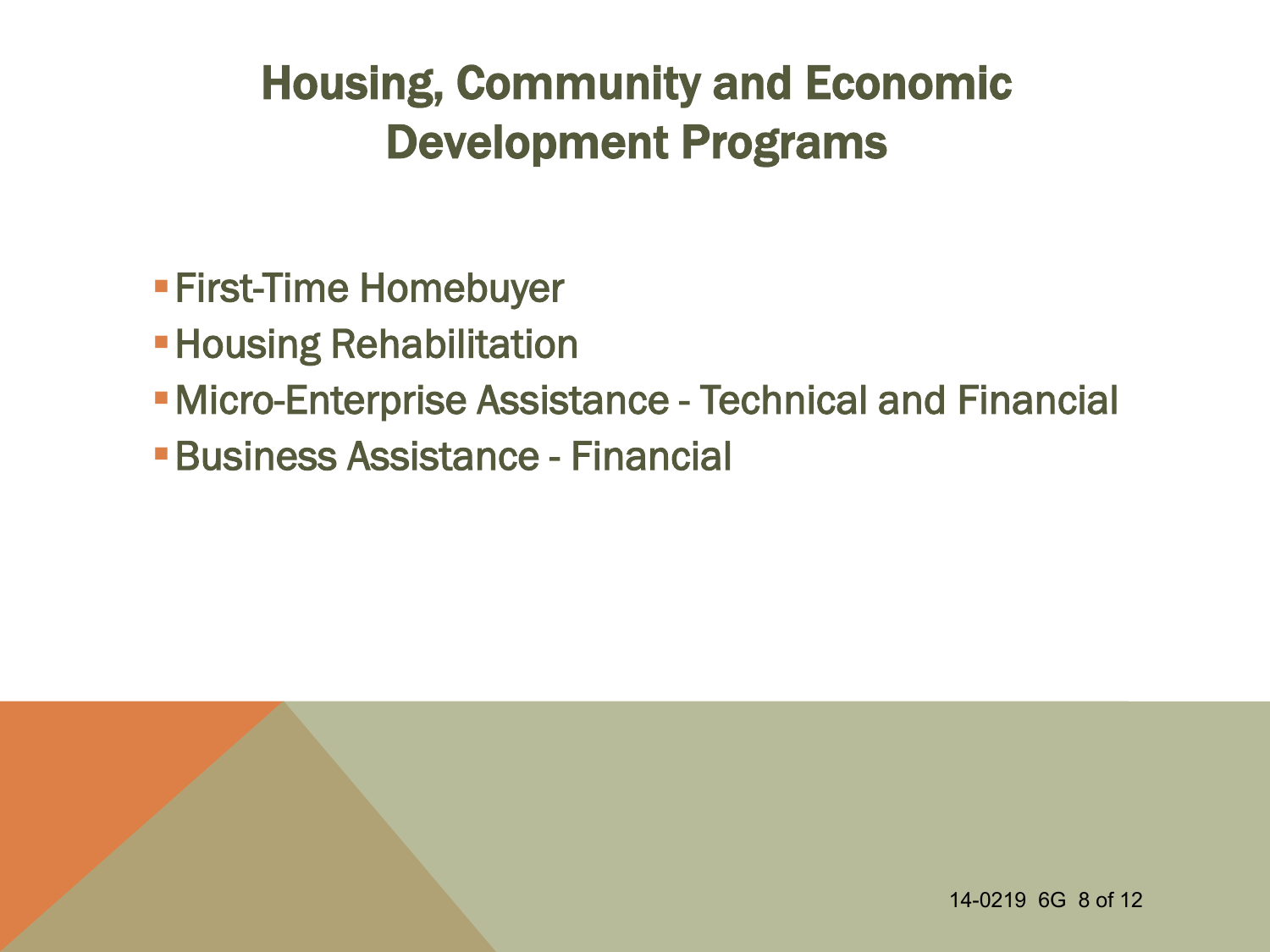# Housing, Community and Economic Development Programs

- First-Time Homebuyer
- Housing Rehabilitation
- Micro-Enterprise Assistance - Technical and Financial
- Business Assistance - Financial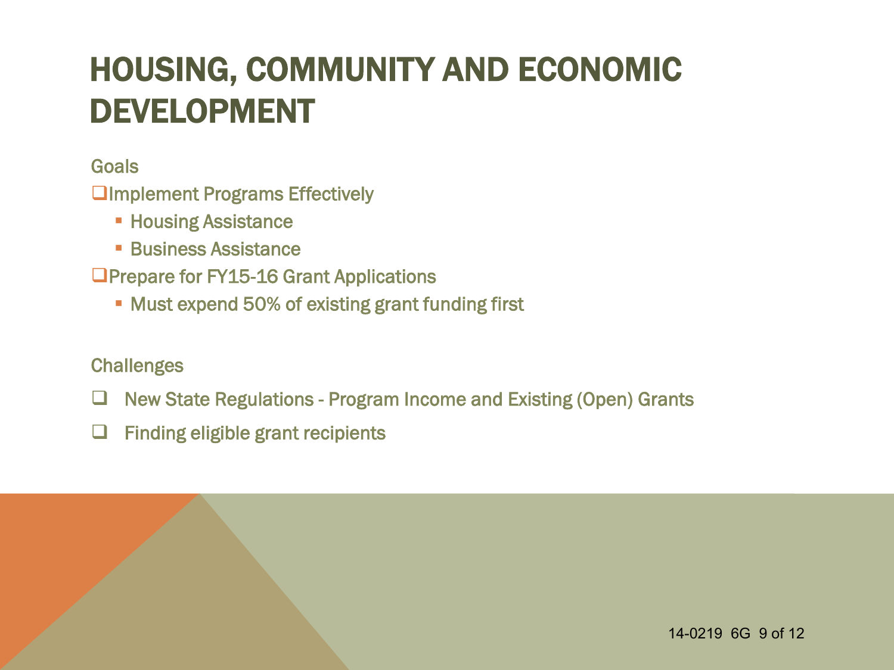# HOUSING, COMMUNITY AND ECONOMIC DEVELOPMENT

Goals

- Implement Programs Effectively
  - Housing Assistance
  - Business Assistance
- Prepare for FY15-16 Grant Applications
  - Must expend 50% of existing grant funding first

Challenges

- New State Regulations - Program Income and Existing (Open) Grants
- Finding eligible grant recipients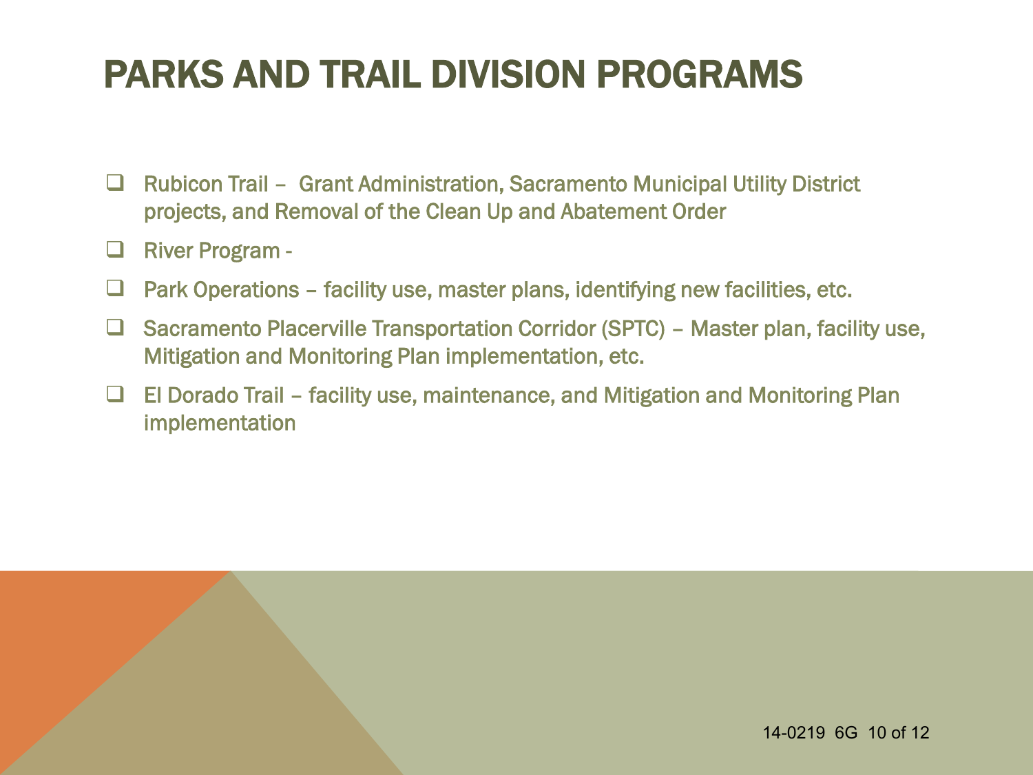# PARKS AND TRAIL DIVISION PROGRAMS

- Rubicon Trail – Grant Administration, Sacramento Municipal Utility District projects, and Removal of the Clean Up and Abatement Order
- River Program -
- Park Operations – facility use, master plans, identifying new facilities, etc.
- Sacramento Placerville Transportation Corridor (SPTC) – Master plan, facility use, Mitigation and Monitoring Plan implementation, etc.
- El Dorado Trail – facility use, maintenance, and Mitigation and Monitoring Plan implementation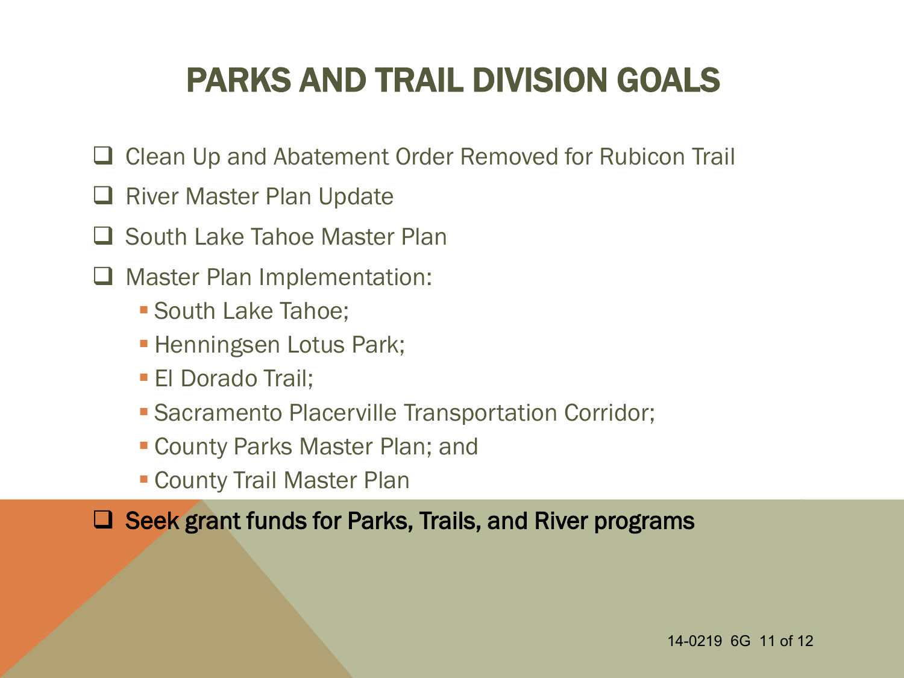# PARKS AND TRAIL DIVISION GOALS

- Clean Up and Abatement Order Removed for Rubicon Trail
- River Master Plan Update
- South Lake Tahoe Master Plan
- Master Plan Implementation:
  - South Lake Tahoe;
  - Henningsen Lotus Park;
  - El Dorado Trail;
  - Sacramento Placerville Transportation Corridor;
  - County Parks Master Plan; and
  - County Trail Master Plan
- Seek grant funds for Parks, Trails, and River programs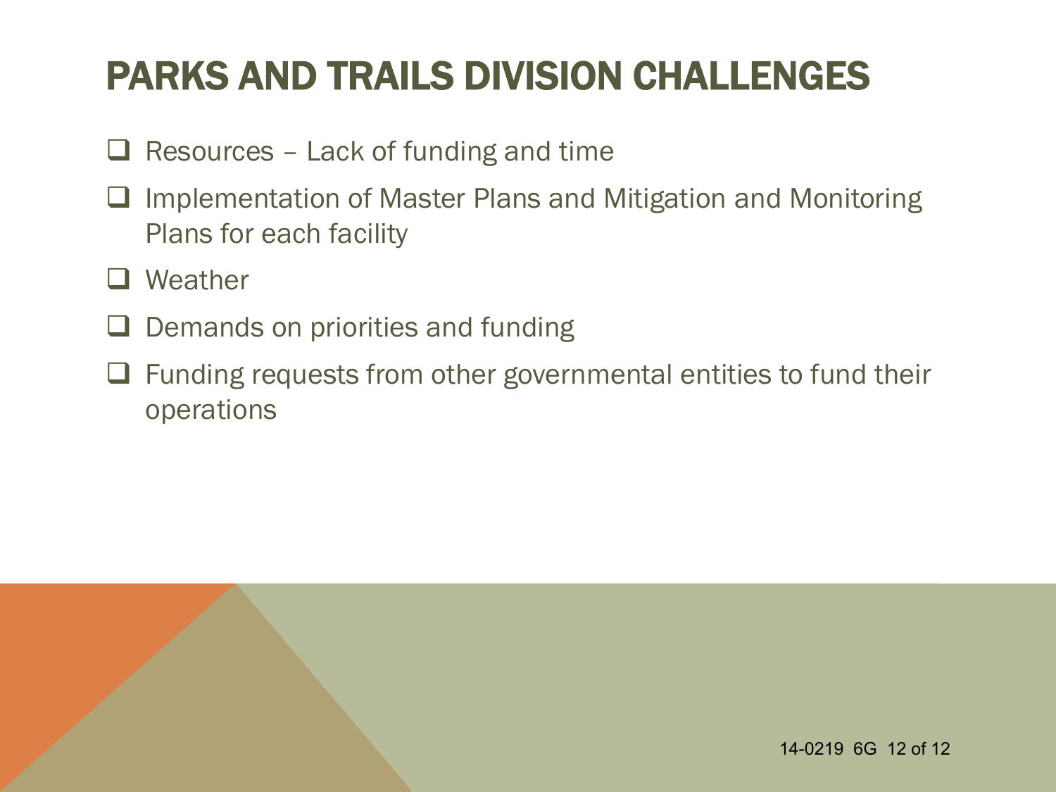# PARKS AND TRAILS DIVISION CHALLENGES

- Resources – Lack of funding and time
- Implementation of Master Plans and Mitigation and Monitoring Plans for each facility
- Weather
- Demands on priorities and funding
- Funding requests from other governmental entities to fund their operations